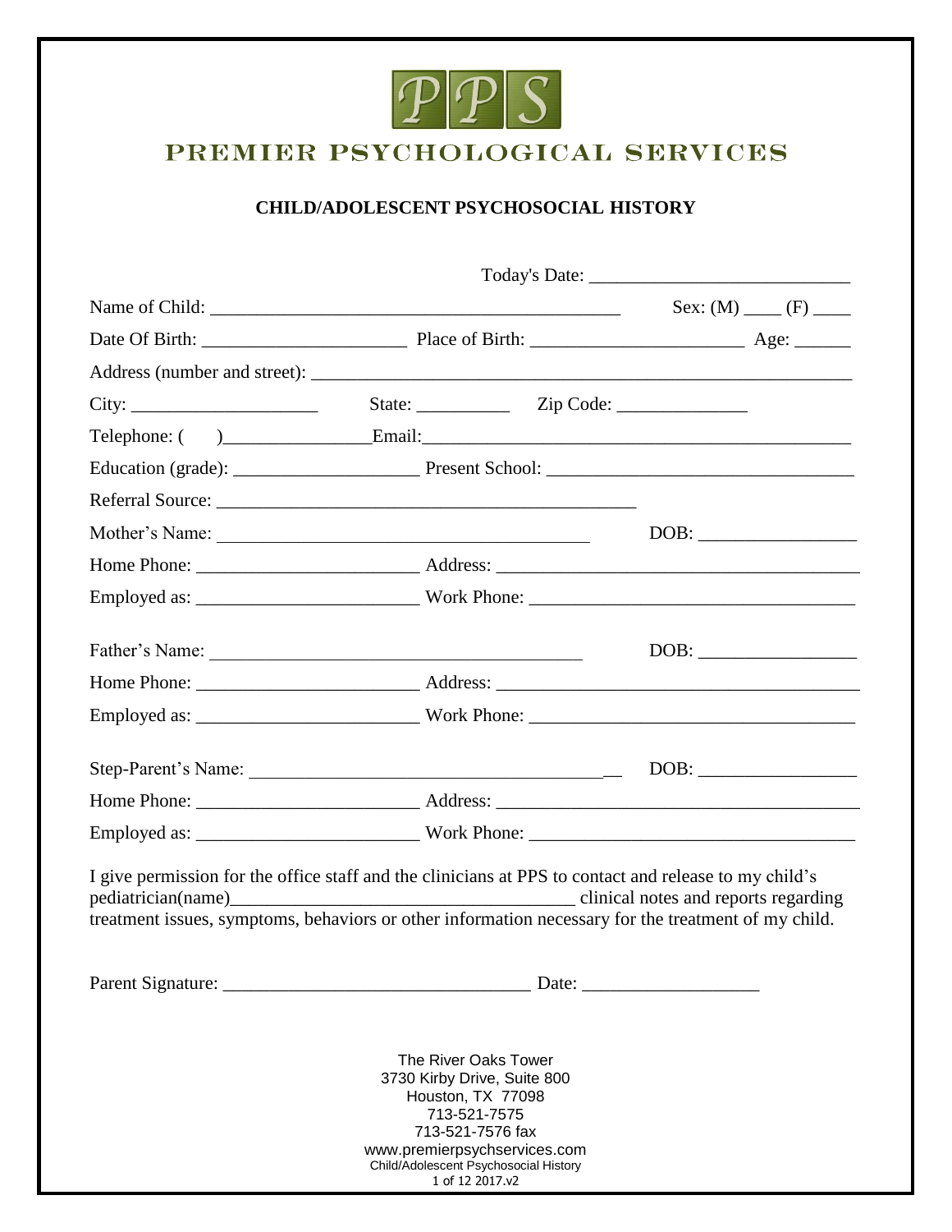PPS

# PREMIER PSYCHOLOGICAL SERVICES

## CHILD/ADOLESCENT PSYCHOSOCIAL HISTORY

Today's Date: ___________________________

Name of Child: ___________________________________________ Sex: (M) ____ (F) ____

Date Of Birth: _____________________ Place of Birth: ______________________ Age: ______

Address (number and street): ____________________________________________________________

City: ____________________ State: __________ Zip Code: ______________

Telephone: (     )________________Email:_______________________________________________

Education (grade): ___________________ Present School: _________________________________

Referral Source: ____________________________________________

Mother's Name: ________________________________________ DOB: _________________

Home Phone: _______________________ Address: _______________________________________

Employed as: _______________________ Work Phone: ___________________________________

Father's Name: ________________________________________ DOB: _________________

Home Phone: _______________________ Address: _______________________________________

Employed as: _______________________ Work Phone: ___________________________________

Step-Parent's Name: ________________________________________ DOB: _________________

Home Phone: _______________________ Address: _______________________________________

Employed as: _______________________ Work Phone: ___________________________________

I give permission for the office staff and the clinicians at PPS to contact and release to my child's pediatrician(name)______________________________________ clinical notes and reports regarding treatment issues, symptoms, behaviors or other information necessary for the treatment of my child.

Parent Signature: _________________________________ Date: ___________________

The River Oaks Tower
3730 Kirby Drive, Suite 800
Houston, TX 77098
713-521-7575
713-521-7576 fax
www.premierpsychservices.com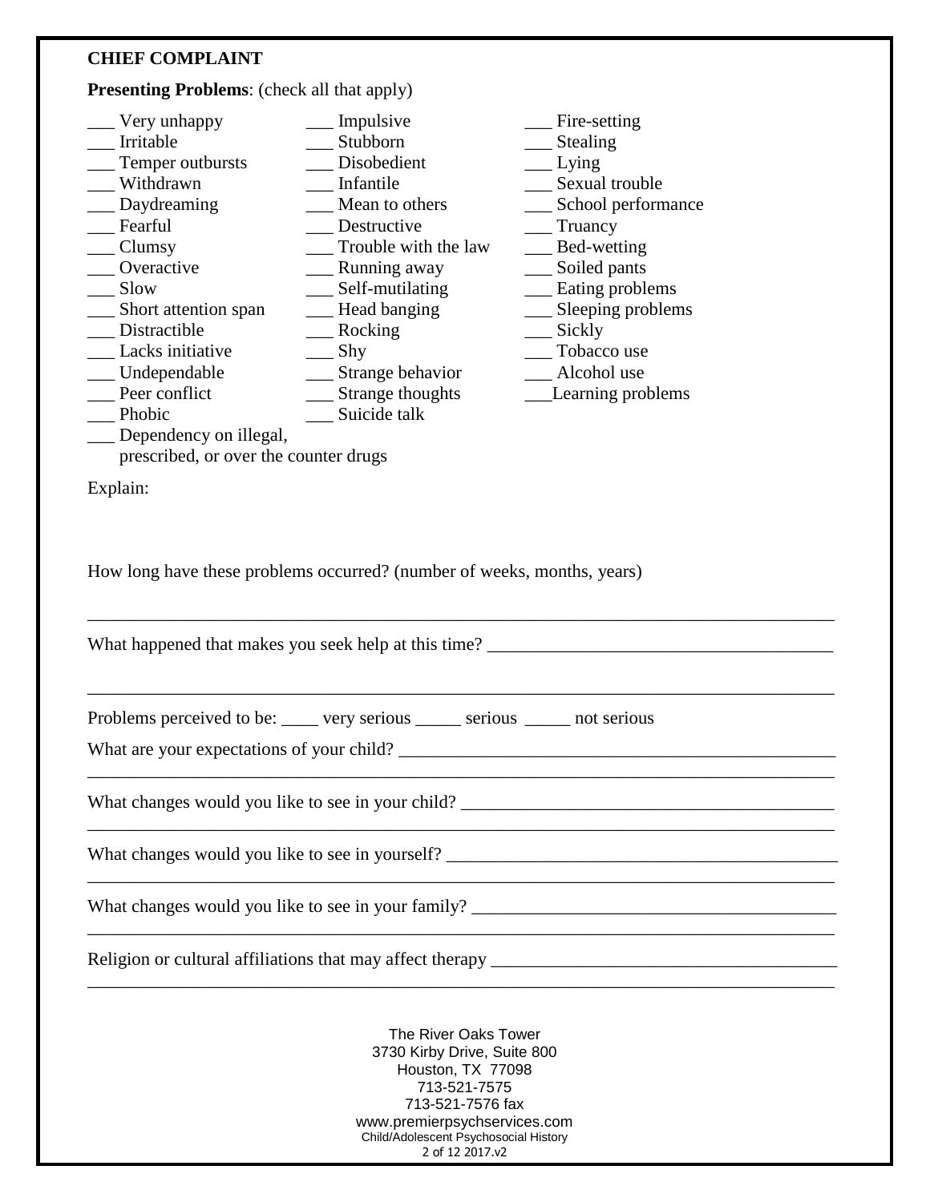**CHIEF COMPLAINT**

**Presenting Problems**: (check all that apply)

___ Very unhappy
___ Irritable
___ Temper outbursts
___ Withdrawn
___ Daydreaming
___ Fearful
___ Clumsy
___ Overactive
___ Slow
___ Short attention span
___ Distractible
___ Lacks initiative
___ Undependable
___ Peer conflict
___ Phobic
___ Dependency on illegal, prescribed, or over the counter drugs

___ Impulsive
___ Stubborn
___ Disobedient
___ Infantile
___ Mean to others
___ Destructive
___ Trouble with the law
___ Running away
___ Self-mutilating
___ Head banging
___ Rocking
___ Shy
___ Strange behavior
___ Strange thoughts
___ Suicide talk

___ Fire-setting
___ Stealing
___ Lying
___ Sexual trouble
___ School performance
___ Truancy
___ Bed-wetting
___ Soiled pants
___ Eating problems
___ Sleeping problems
___ Sickly
___ Tobacco use
___ Alcohol use
___ Learning problems

Explain:

How long have these problems occurred? (number of weeks, months, years)

______________________________________________________________________________

What happened that makes you seek help at this time? ______________________________________

______________________________________________________________________________

Problems perceived to be: ____ very serious _____ serious _____ not serious

What are your expectations of your child? ______________________________________________

______________________________________________________________________________

What changes would you like to see in your child? _________________________________________

______________________________________________________________________________

What changes would you like to see in yourself? __________________________________________

______________________________________________________________________________

What changes would you like to see in your family? ________________________________________

______________________________________________________________________________

Religion or cultural affiliations that may affect therapy ______________________________________

______________________________________________________________________________

The River Oaks Tower
3730 Kirby Drive, Suite 800
Houston, TX 77098
713-521-7575
713-521-7576 fax
www.premierpsychservices.com
Child/Adolescent Psychosocial History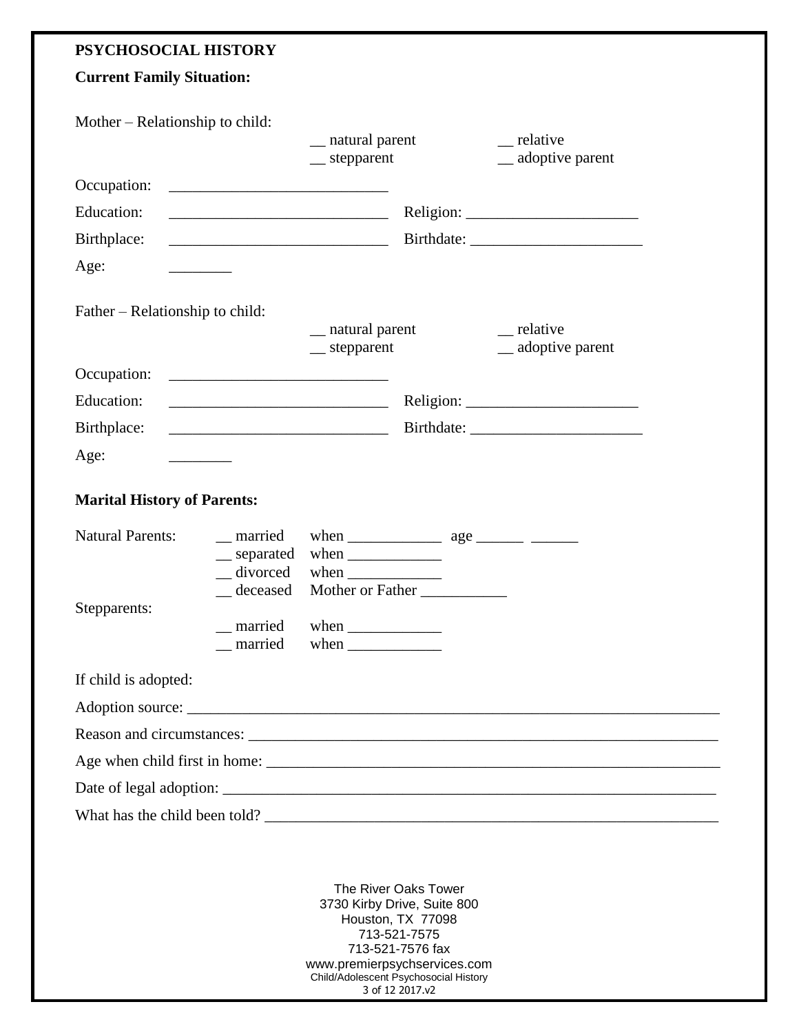## PSYCHOSOCIAL HISTORY

### Current Family Situation:

Mother – Relationship to child:

__ natural parent __ relative
__ stepparent __ adoptive parent

Occupation: ____________________________

Education: ____________________________ Religion: ______________________

Birthplace: ____________________________ Birthdate: ______________________

Age: ________

Father – Relationship to child:

__ natural parent __ relative
__ stepparent __ adoptive parent

Occupation: ____________________________

Education: ____________________________ Religion: ______________________

Birthplace: ____________________________ Birthdate: ______________________

Age: ________

### Marital History of Parents:

Natural Parents:
__ married when ____________ age ______ ______
__ separated when ____________
__ divorced when ____________
__ deceased Mother or Father ___________

Stepparents:
__ married when ____________
__ married when ____________

If child is adopted:

Adoption source: ______________________________________________________________________

Reason and circumstances: ________________________________________________________________

Age when child first in home: ______________________________________________________________

Date of legal adoption: ___________________________________________________________________

What has the child been told? _______________________________________________________________

The River Oaks Tower
3730 Kirby Drive, Suite 800
Houston, TX 77098
713-521-7575
713-521-7576 fax
www.premierpsychservices.com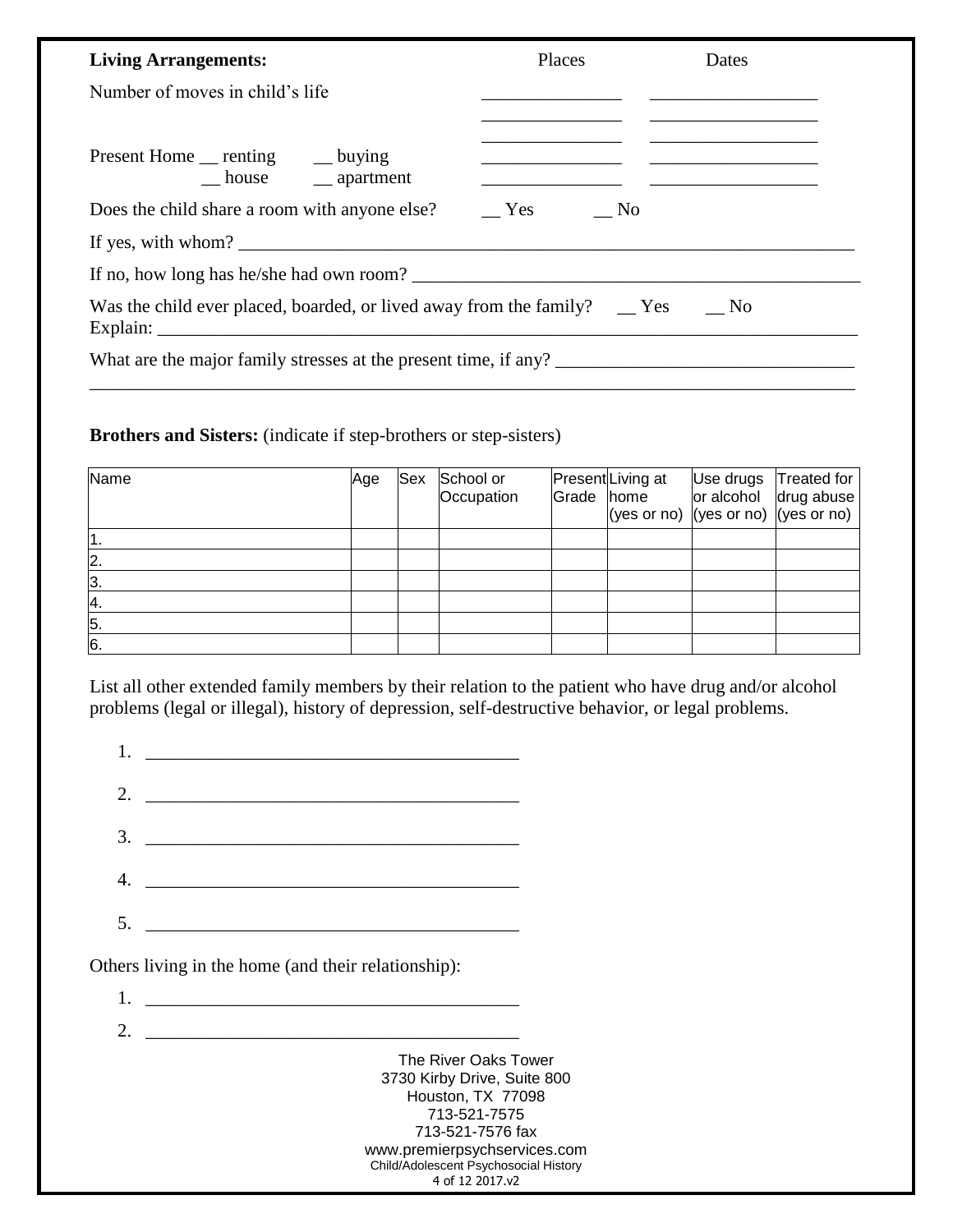**Living Arrangements:** Places Dates

Number of moves in child's life _______________ _________________

_______________ _________________

_______________ _________________

Present Home __ renting __ buying _______________ _________________

__ house __ apartment

Does the child share a room with anyone else? __ Yes __ No

If yes, with whom? ____________________________________________________________________

If no, how long has he/she had own room? _______________________________________________

Was the child ever placed, boarded, or lived away from the family? __ Yes __ No

Explain: ___________________________________________________________________________

What are the major family stresses at the present time, if any? ________________________________

___________________________________________________________________________________

**Brothers and Sisters:** (indicate if step-brothers or step-sisters)

| Name | Age | Sex | School or Occupation | Present Grade | Living at home (yes or no) | Use drugs or alcohol (yes or no) | Treated for drug abuse (yes or no) |
|---|---|---|---|---|---|---|---|
| 1. | | | | | | | |
| 2. | | | | | | | |
| 3. | | | | | | | |
| 4. | | | | | | | |
| 5. | | | | | | | |
| 6. | | | | | | | |

List all other extended family members by their relation to the patient who have drug and/or alcohol problems (legal or illegal), history of depression, self-destructive behavior, or legal problems.

1. ________________________________________
2. ________________________________________
3. ________________________________________
4. ________________________________________
5. ________________________________________

Others living in the home (and their relationship):

1. ________________________________________
2. ________________________________________

The River Oaks Tower
3730 Kirby Drive, Suite 800
Houston, TX 77098
713-521-7575
713-521-7576 fax
www.premierpsychservices.com
Child/Adolescent Psychosocial History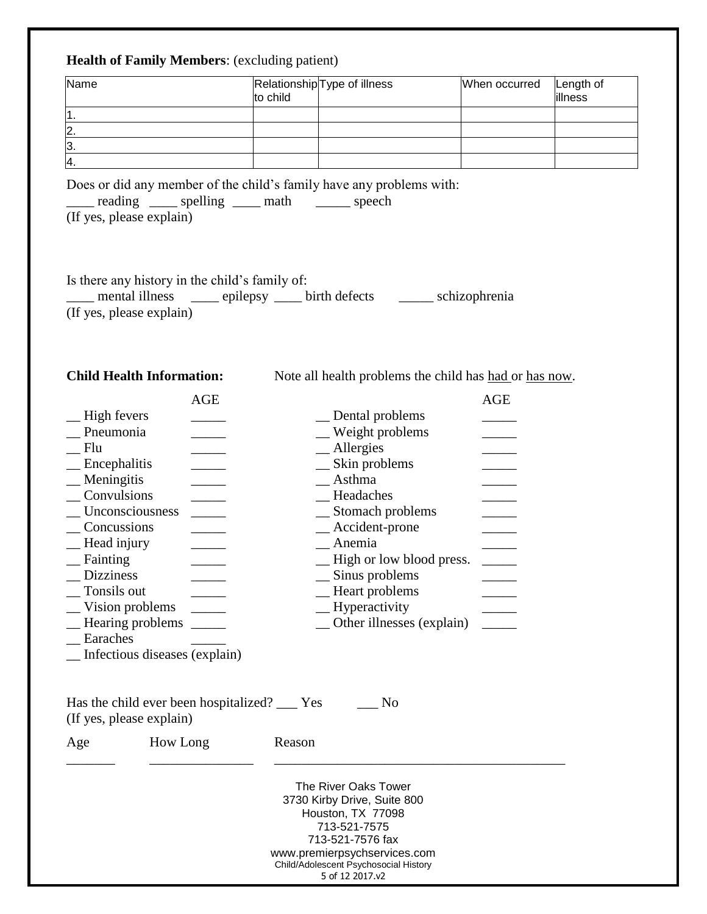**Health of Family Members**: (excluding patient)

| Name | Relationship to child | Type of illness | When occurred | Length of illness |
|---|---|---|---|---|
| 1. | | | | |
| 2. | | | | |
| 3. | | | | |
| 4. | | | | |

Does or did any member of the child's family have any problems with:
____ reading ____ spelling ____ math _____ speech
(If yes, please explain)

Is there any history in the child's family of:
____ mental illness ____ epilepsy ____ birth defects _____ schizophrenia
(If yes, please explain)

**Child Health Information:** Note all health problems the child has <u>had</u> or <u>has now</u>.

| | AGE |
|---|---|
| __ High fevers | _____ |
| __ Pneumonia | _____ |
| __ Flu | _____ |
| __ Encephalitis | _____ |
| __ Meningitis | _____ |
| __ Convulsions | _____ |
| __ Unconsciousness | _____ |
| __ Concussions | _____ |
| __ Head injury | _____ |
| __ Fainting | _____ |
| __ Dizziness | _____ |
| __ Tonsils out | _____ |
| __ Vision problems | _____ |
| __ Hearing problems | _____ |
| __ Earaches | _____ |
| __ Infectious diseases (explain) | |
| __ Dental problems | _____ |
| __ Weight problems | _____ |
| __ Allergies | _____ |
| __ Skin problems | _____ |
| __ Asthma | _____ |
| __ Headaches | _____ |
| __ Stomach problems | _____ |
| __ Accident-prone | _____ |
| __ Anemia | _____ |
| __ High or low blood press. | _____ |
| __ Sinus problems | _____ |
| __ Heart problems | _____ |
| __ Hyperactivity | _____ |
| __ Other illnesses (explain) | _____ |

Has the child ever been hospitalized? ___ Yes ___ No
(If yes, please explain)

| Age | How Long | Reason |
|---|---|---|
| _______ | _______________ | ___________________________________________ |

The River Oaks Tower
3730 Kirby Drive, Suite 800
Houston, TX 77098
713-521-7575
713-521-7576 fax
www.premierpsychservices.com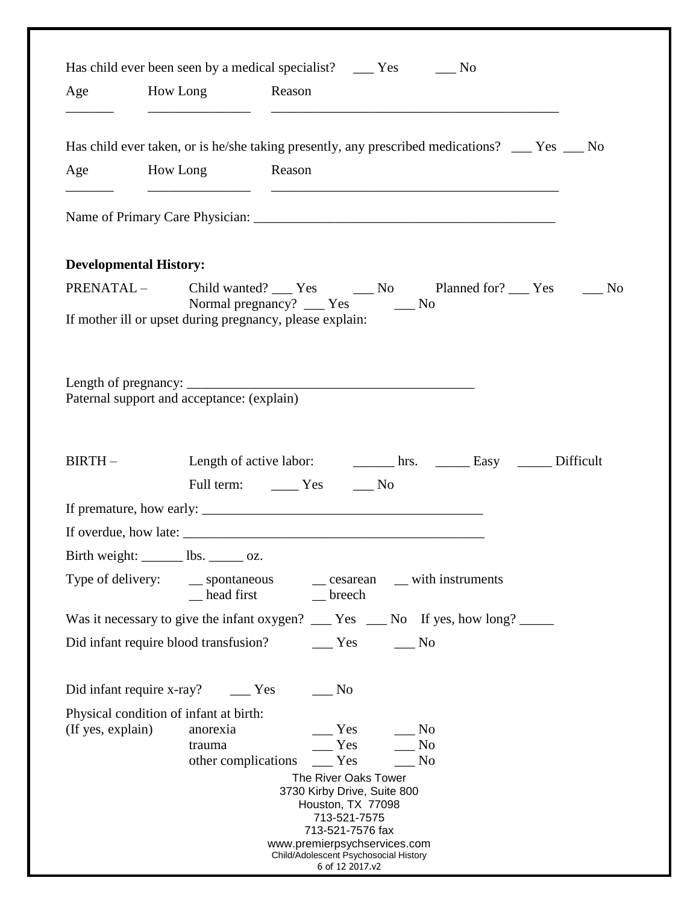Has child ever been seen by a medical specialist? ___ Yes ___ No

Age ________ How Long ________________ Reason ____________________________________________

Has child ever taken, or is he/she taking presently, any prescribed medications? ___ Yes ___ No

Age ________ How Long ________________ Reason ____________________________________________

Name of Primary Care Physician: ______________________________________________

**Developmental History:**

PRENATAL – Child wanted? ___ Yes ___ No Planned for? ___ Yes ___ No
Normal pregnancy? ___ Yes ___ No

If mother ill or upset during pregnancy, please explain:

Length of pregnancy: ____________________________________________

Paternal support and acceptance: (explain)

BIRTH – Length of active labor: ______ hrs. _____ Easy _____ Difficult

Full term: ____ Yes ___ No

If premature, how early: ___________________________________________

If overdue, how late: ______________________________________________

Birth weight: ______ lbs. _____ oz.

Type of delivery: __ spontaneous __ cesarean __ with instruments
__ head first __ breech

Was it necessary to give the infant oxygen? ___ Yes ___ No If yes, how long? _____

Did infant require blood transfusion? ___ Yes ___ No

Did infant require x-ray? ___ Yes ___ No

Physical condition of infant at birth:
(If yes, explain)
- anorexia ___ Yes ___ No
- trauma ___ Yes ___ No
- other complications ___ Yes ___ No

The River Oaks Tower
3730 Kirby Drive, Suite 800
Houston, TX 77098
713-521-7575
713-521-7576 fax
www.premierpsychservices.com
Child/Adolescent Psychosocial History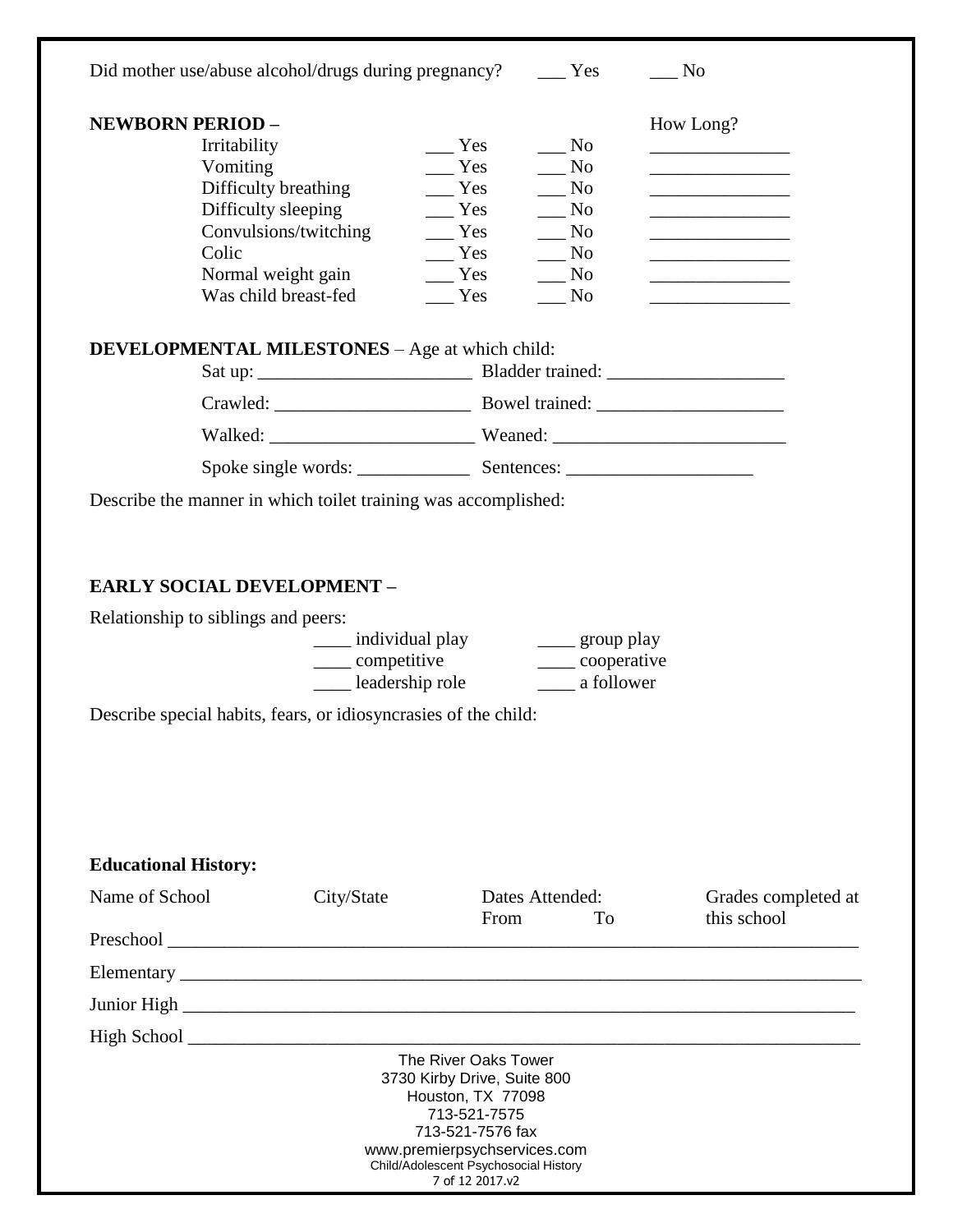Did mother use/abuse alcohol/drugs during pregnancy? ___ Yes ___ No

**NEWBORN PERIOD –**

| | | | How Long? |
|---|---|---|---|
| Irritability | ___ Yes | ___ No | _______________ |
| Vomiting | ___ Yes | ___ No | _______________ |
| Difficulty breathing | ___ Yes | ___ No | _______________ |
| Difficulty sleeping | ___ Yes | ___ No | _______________ |
| Convulsions/twitching | ___ Yes | ___ No | _______________ |
| Colic | ___ Yes | ___ No | _______________ |
| Normal weight gain | ___ Yes | ___ No | _______________ |
| Was child breast-fed | ___ Yes | ___ No | _______________ |

**DEVELOPMENTAL MILESTONES** – Age at which child:

Sat up: _______________________ Bladder trained: ___________________

Crawled: _____________________ Bowel trained: ____________________

Walked: ______________________ Weaned: _________________________

Spoke single words: ____________ Sentences: ____________________

Describe the manner in which toilet training was accomplished:

**EARLY SOCIAL DEVELOPMENT –**

Relationship to siblings and peers:

____ individual play ____ group play
____ competitive ____ cooperative
____ leadership role ____ a follower

Describe special habits, fears, or idiosyncrasies of the child:

**Educational History:**

| Name of School | City/State | Dates Attended: From | To | Grades completed at this school |
|---|---|---|---|---|
| Preschool | | | | |
| Elementary | | | | |
| Junior High | | | | |
| High School | | | | |

The River Oaks Tower
3730 Kirby Drive, Suite 800
Houston, TX 77098
713-521-7575
713-521-7576 fax
www.premierpsychservices.com
Child/Adolescent Psychosocial History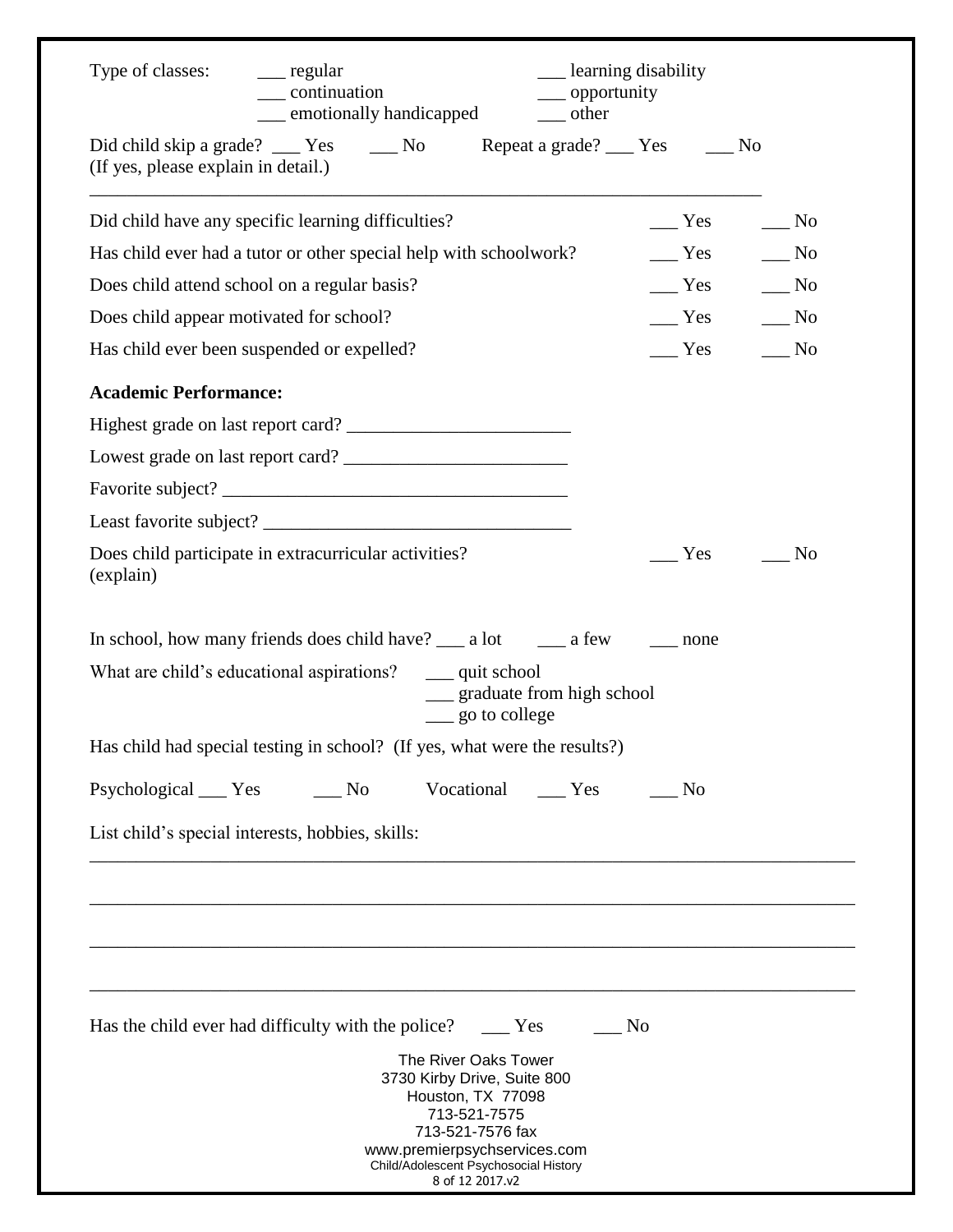Type of classes: ___ regular ___ learning disability
___ continuation ___ opportunity
___ emotionally handicapped ___ other

Did child skip a grade? ___ Yes ___ No Repeat a grade? ___ Yes ___ No
(If yes, please explain in detail.)

_______________________________________________________________________________

Did child have any specific learning difficulties? ___ Yes ___ No

Has child ever had a tutor or other special help with schoolwork? ___ Yes ___ No

Does child attend school on a regular basis? ___ Yes ___ No

Does child appear motivated for school? ___ Yes ___ No

Has child ever been suspended or expelled? ___ Yes ___ No

**Academic Performance:**

Highest grade on last report card? ________________________

Lowest grade on last report card? ________________________

Favorite subject? _____________________________________

Least favorite subject? _________________________________

Does child participate in extracurricular activities? ___ Yes ___ No
(explain)

In school, how many friends does child have? ___ a lot ___ a few ___ none

What are child's educational aspirations? ___ quit school
___ graduate from high school
___ go to college

Has child had special testing in school? (If yes, what were the results?)

Psychological ___ Yes ___ No Vocational ___ Yes ___ No

List child's special interests, hobbies, skills:

_______________________________________________________________________________

_______________________________________________________________________________

_______________________________________________________________________________

_______________________________________________________________________________

Has the child ever had difficulty with the police? ___ Yes ___ No

The River Oaks Tower
3730 Kirby Drive, Suite 800
Houston, TX 77098
713-521-7575
713-521-7576 fax
www.premierpsychservices.com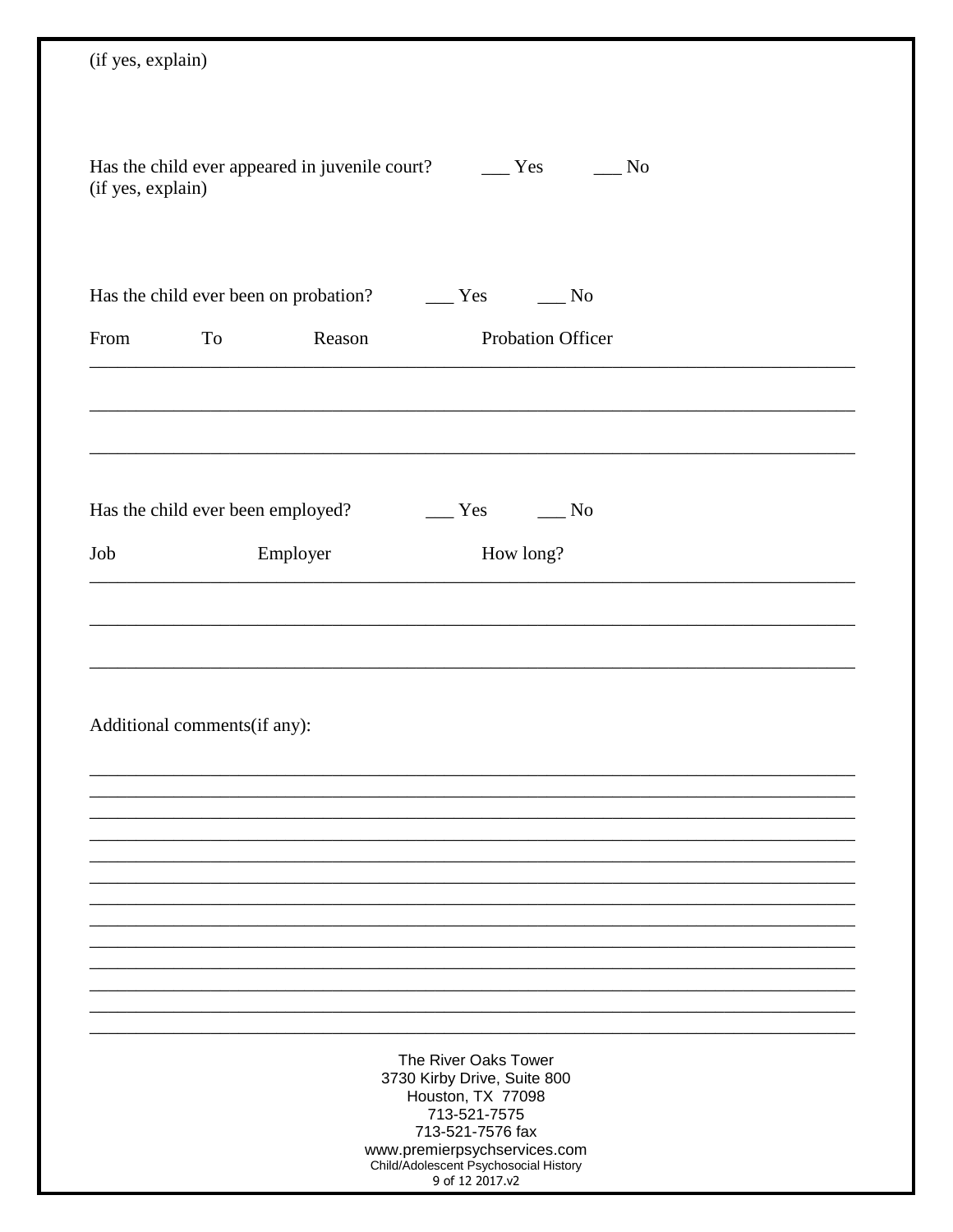(if yes, explain)

Has the child ever appeared in juvenile court? ___ Yes ___ No
(if yes, explain)

Has the child ever been on probation? ___ Yes ___ No

| From | To | Reason | Probation Officer |
| --- | --- | --- | --- |
| | | | |
| | | | |
| | | | |

Has the child ever been employed? ___ Yes ___ No

| Job | Employer | How long? |
| --- | --- | --- |
| | | |
| | | |
| | | |

Additional comments(if any):

_______________________________________________________________________________
_______________________________________________________________________________
_______________________________________________________________________________
_______________________________________________________________________________
_______________________________________________________________________________
_______________________________________________________________________________
_______________________________________________________________________________
_______________________________________________________________________________
_______________________________________________________________________________
_______________________________________________________________________________
_______________________________________________________________________________
_______________________________________________________________________________
_______________________________________________________________________________

The River Oaks Tower
3730 Kirby Drive, Suite 800
Houston, TX 77098
713-521-7575
713-521-7576 fax
www.premierpsychservices.com
Child/Adolescent Psychosocial History
2017.v2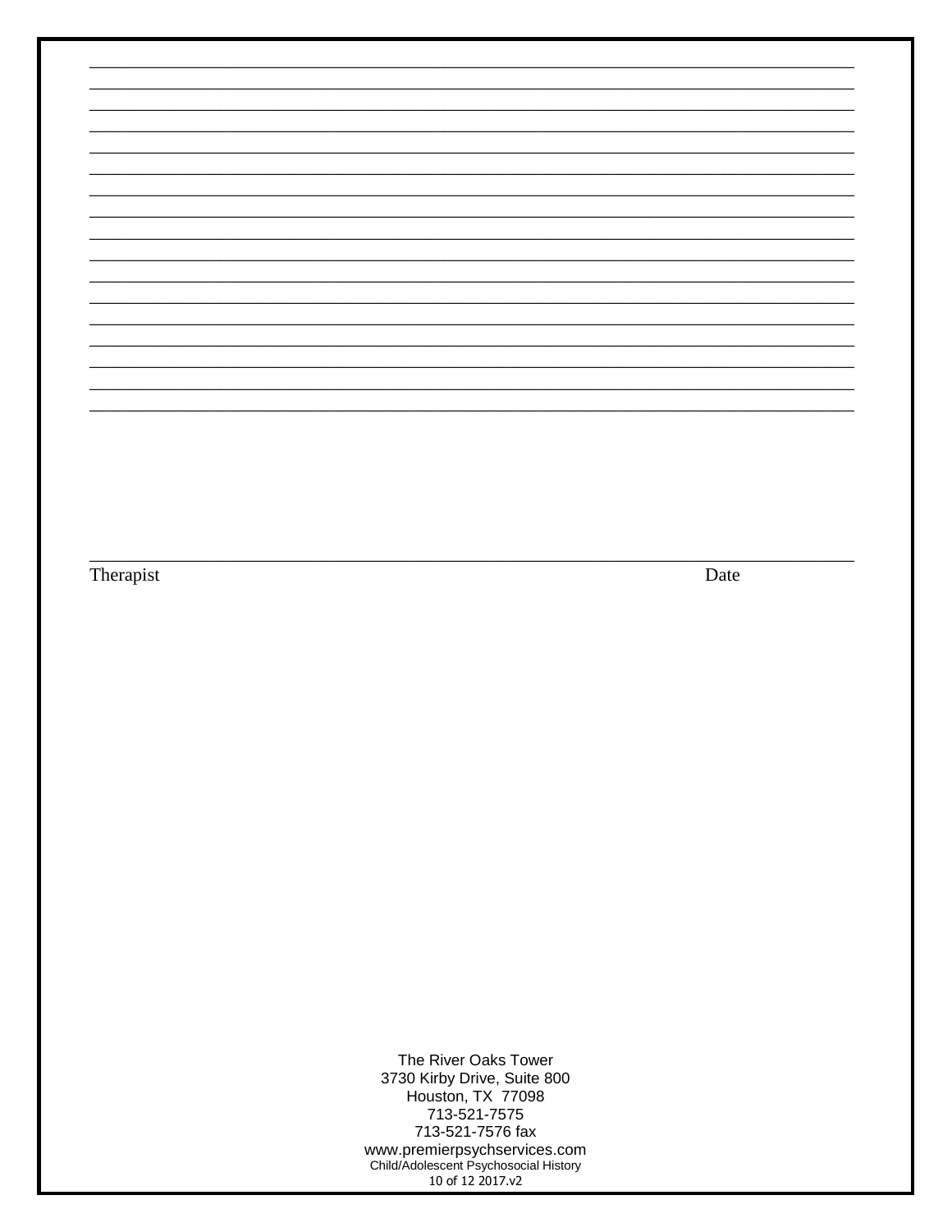_______________________________________________________________________________
_______________________________________________________________________________
_______________________________________________________________________________
_______________________________________________________________________________
_______________________________________________________________________________
_______________________________________________________________________________
_______________________________________________________________________________
_______________________________________________________________________________
_______________________________________________________________________________
_______________________________________________________________________________
_______________________________________________________________________________
_______________________________________________________________________________
_______________________________________________________________________________
_______________________________________________________________________________
_______________________________________________________________________________
_______________________________________________________________________________
_______________________________________________________________________________

_______________________________________________________________________________
Therapist Date

The River Oaks Tower
3730 Kirby Drive, Suite 800
Houston, TX 77098
713-521-7575
713-521-7576 fax
www.premierpsychservices.com
Child/Adolescent Psychosocial History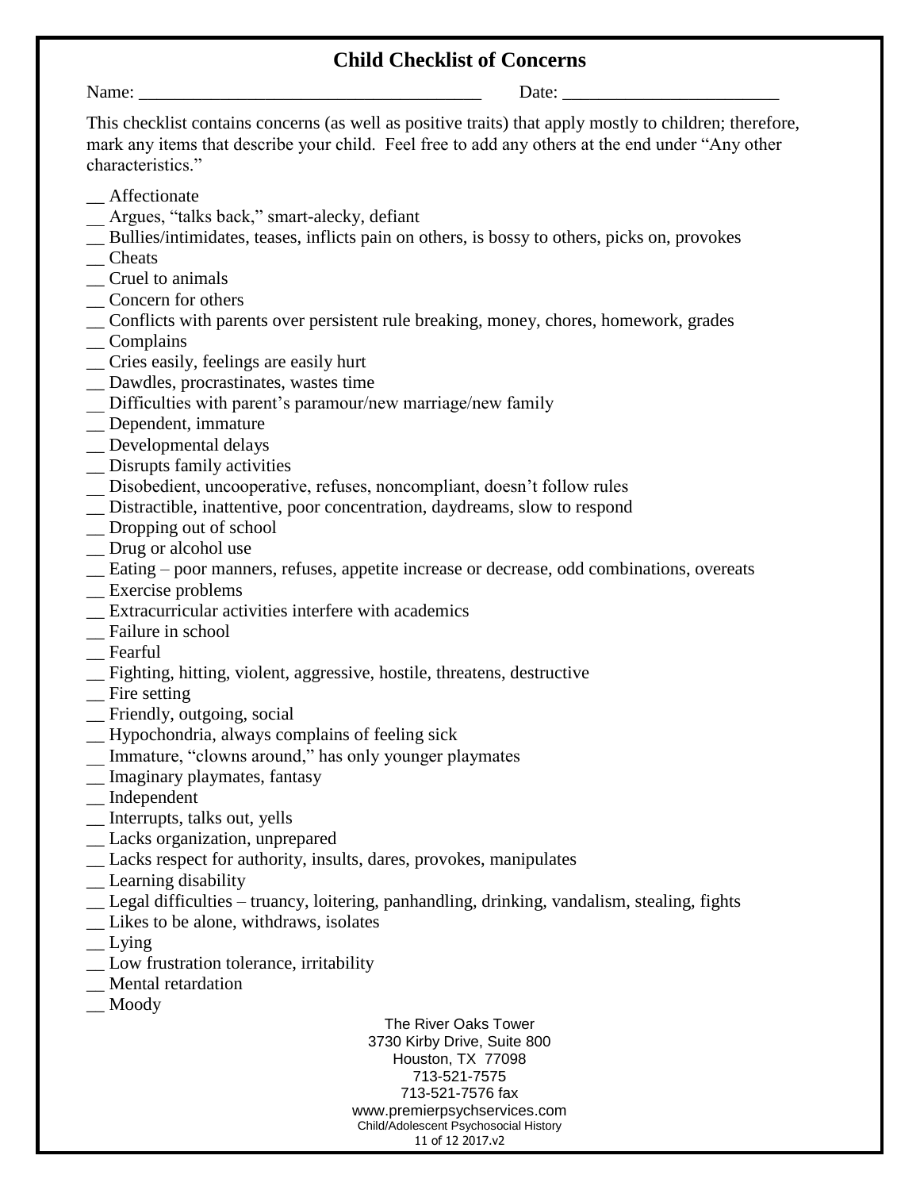# Child Checklist of Concerns

Name: ______________________________________ Date: ________________________

This checklist contains concerns (as well as positive traits) that apply mostly to children; therefore, mark any items that describe your child. Feel free to add any others at the end under "Any other characteristics."

__ Affectionate
__ Argues, "talks back," smart-alecky, defiant
__ Bullies/intimidates, teases, inflicts pain on others, is bossy to others, picks on, provokes
__ Cheats
__ Cruel to animals
__ Concern for others
__ Conflicts with parents over persistent rule breaking, money, chores, homework, grades
__ Complains
__ Cries easily, feelings are easily hurt
__ Dawdles, procrastinates, wastes time
__ Difficulties with parent's paramour/new marriage/new family
__ Dependent, immature
__ Developmental delays
__ Disrupts family activities
__ Disobedient, uncooperative, refuses, noncompliant, doesn't follow rules
__ Distractible, inattentive, poor concentration, daydreams, slow to respond
__ Dropping out of school
__ Drug or alcohol use
__ Eating – poor manners, refuses, appetite increase or decrease, odd combinations, overeats
__ Exercise problems
__ Extracurricular activities interfere with academics
__ Failure in school
__ Fearful
__ Fighting, hitting, violent, aggressive, hostile, threatens, destructive
__ Fire setting
__ Friendly, outgoing, social
__ Hypochondria, always complains of feeling sick
__ Immature, "clowns around," has only younger playmates
__ Imaginary playmates, fantasy
__ Independent
__ Interrupts, talks out, yells
__ Lacks organization, unprepared
__ Lacks respect for authority, insults, dares, provokes, manipulates
__ Learning disability
__ Legal difficulties – truancy, loitering, panhandling, drinking, vandalism, stealing, fights
__ Likes to be alone, withdraws, isolates
__ Lying
__ Low frustration tolerance, irritability
__ Mental retardation
__ Moody

The River Oaks Tower
3730 Kirby Drive, Suite 800
Houston, TX 77098
713-521-7575
713-521-7576 fax
www.premierpsychservices.com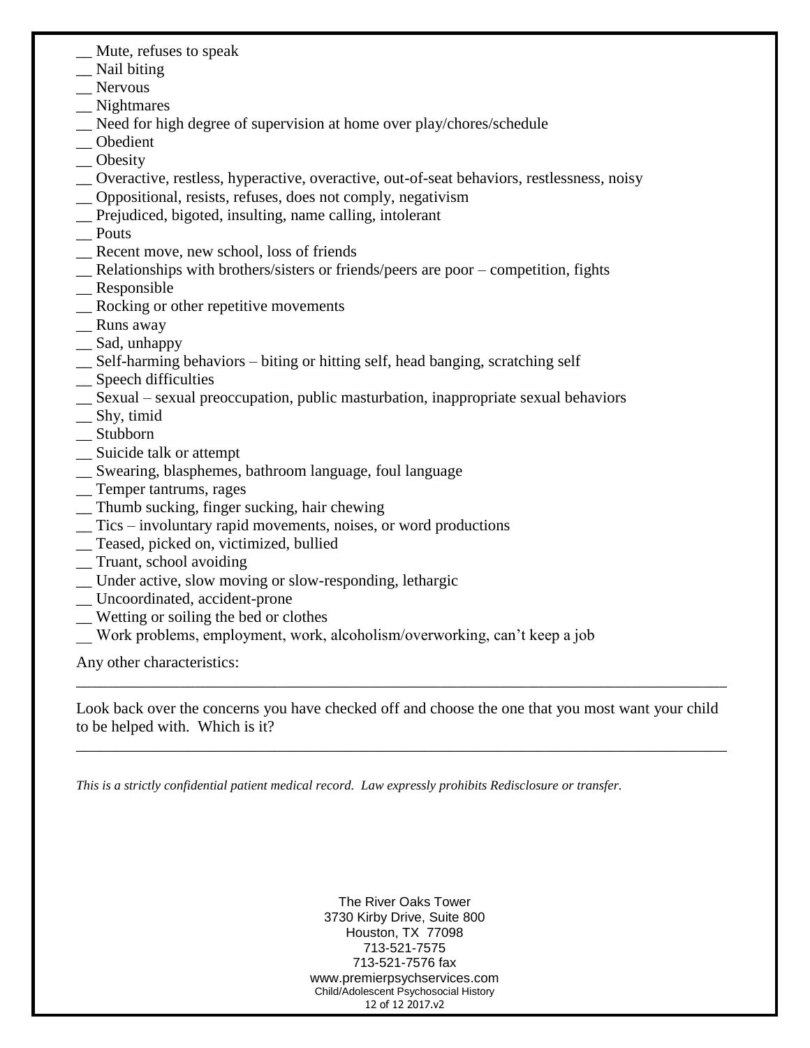__ Mute, refuses to speak
__ Nail biting
__ Nervous
__ Nightmares
__ Need for high degree of supervision at home over play/chores/schedule
__ Obedient
__ Obesity
__ Overactive, restless, hyperactive, overactive, out-of-seat behaviors, restlessness, noisy
__ Oppositional, resists, refuses, does not comply, negativism
__ Prejudiced, bigoted, insulting, name calling, intolerant
__ Pouts
__ Recent move, new school, loss of friends
__ Relationships with brothers/sisters or friends/peers are poor – competition, fights
__ Responsible
__ Rocking or other repetitive movements
__ Runs away
__ Sad, unhappy
__ Self-harming behaviors – biting or hitting self, head banging, scratching self
__ Speech difficulties
__ Sexual – sexual preoccupation, public masturbation, inappropriate sexual behaviors
__ Shy, timid
__ Stubborn
__ Suicide talk or attempt
__ Swearing, blasphemes, bathroom language, foul language
__ Temper tantrums, rages
__ Thumb sucking, finger sucking, hair chewing
__ Tics – involuntary rapid movements, noises, or word productions
__ Teased, picked on, victimized, bullied
__ Truant, school avoiding
__ Under active, slow moving or slow-responding, lethargic
__ Uncoordinated, accident-prone
__ Wetting or soiling the bed or clothes
__ Work problems, employment, work, alcoholism/overworking, can't keep a job

Any other characteristics:
___________________________________________________________________________

Look back over the concerns you have checked off and choose the one that you most want your child to be helped with. Which is it?
___________________________________________________________________________

*This is a strictly confidential patient medical record. Law expressly prohibits Redisclosure or transfer.*

The River Oaks Tower
3730 Kirby Drive, Suite 800
Houston, TX 77098
713-521-7575
713-521-7576 fax
www.premierpsychservices.com
Child/Adolescent Psychosocial History